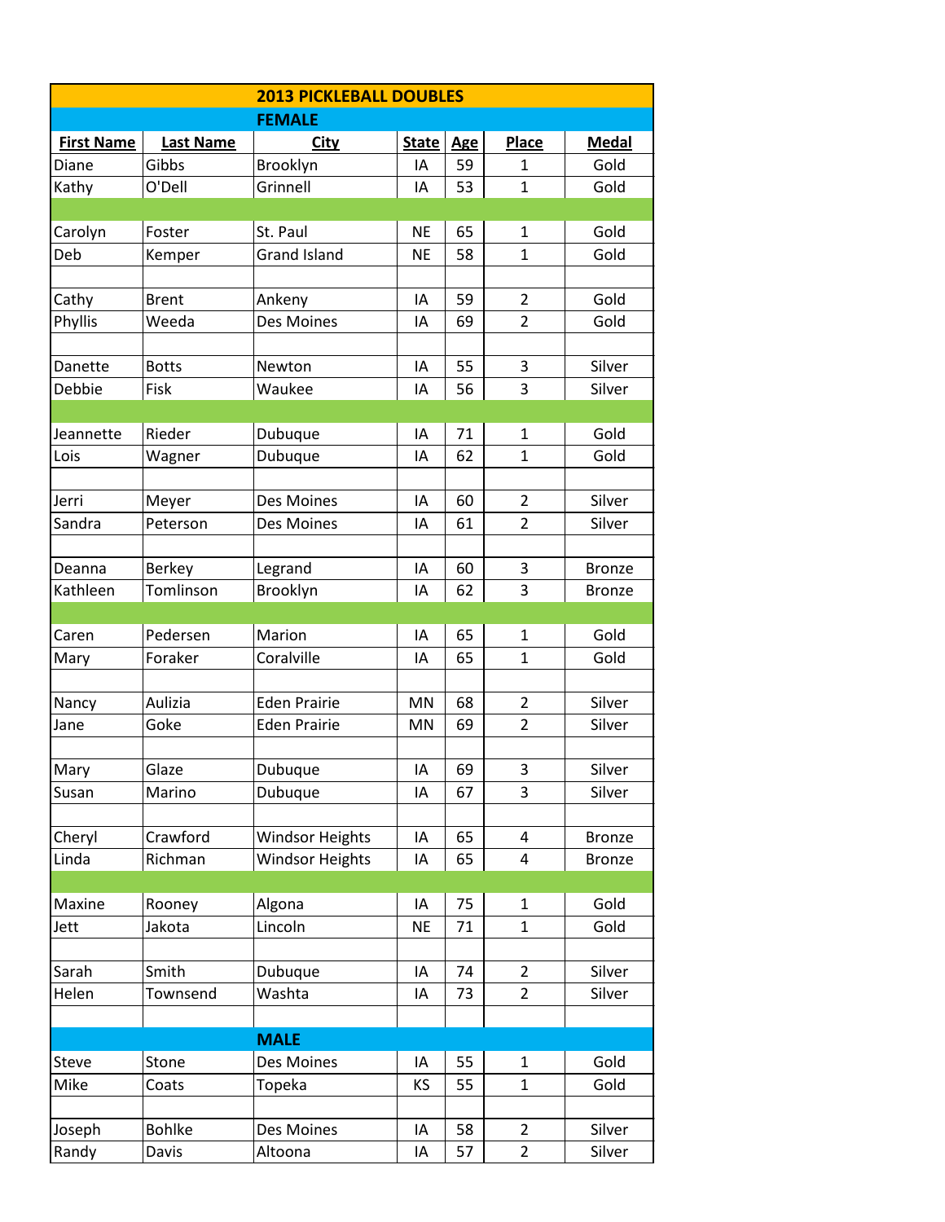| 2013 PICKLEBALL DOUBLES | | | | | | |
|---|---|---|---|---|---|---|
| **FEMALE** | | | | | | |
| **First Name** | **Last Name** | **City** | **State** | **Age** | **Place** | **Medal** |
| Diane | Gibbs | Brooklyn | IA | 59 | 1 | Gold |
| Kathy | O'Dell | Grinnell | IA | 53 | 1 | Gold |
| | | | | | | |
| Carolyn | Foster | St. Paul | NE | 65 | 1 | Gold |
| Deb | Kemper | Grand Island | NE | 58 | 1 | Gold |
| | | | | | | |
| Cathy | Brent | Ankeny | IA | 59 | 2 | Gold |
| Phyllis | Weeda | Des Moines | IA | 69 | 2 | Gold |
| | | | | | | |
| Danette | Botts | Newton | IA | 55 | 3 | Silver |
| Debbie | Fisk | Waukee | IA | 56 | 3 | Silver |
| | | | | | | |
| Jeannette | Rieder | Dubuque | IA | 71 | 1 | Gold |
| Lois | Wagner | Dubuque | IA | 62 | 1 | Gold |
| | | | | | | |
| Jerri | Meyer | Des Moines | IA | 60 | 2 | Silver |
| Sandra | Peterson | Des Moines | IA | 61 | 2 | Silver |
| | | | | | | |
| Deanna | Berkey | Legrand | IA | 60 | 3 | Bronze |
| Kathleen | Tomlinson | Brooklyn | IA | 62 | 3 | Bronze |
| | | | | | | |
| Caren | Pedersen | Marion | IA | 65 | 1 | Gold |
| Mary | Foraker | Coralville | IA | 65 | 1 | Gold |
| | | | | | | |
| Nancy | Aulizia | Eden Prairie | MN | 68 | 2 | Silver |
| Jane | Goke | Eden Prairie | MN | 69 | 2 | Silver |
| | | | | | | |
| Mary | Glaze | Dubuque | IA | 69 | 3 | Silver |
| Susan | Marino | Dubuque | IA | 67 | 3 | Silver |
| | | | | | | |
| Cheryl | Crawford | Windsor Heights | IA | 65 | 4 | Bronze |
| Linda | Richman | Windsor Heights | IA | 65 | 4 | Bronze |
| | | | | | | |
| Maxine | Rooney | Algona | IA | 75 | 1 | Gold |
| Jett | Jakota | Lincoln | NE | 71 | 1 | Gold |
| | | | | | | |
| Sarah | Smith | Dubuque | IA | 74 | 2 | Silver |
| Helen | Townsend | Washta | IA | 73 | 2 | Silver |
| | | | | | | |
| **MALE** | | | | | | |
| Steve | Stone | Des Moines | IA | 55 | 1 | Gold |
| Mike | Coats | Topeka | KS | 55 | 1 | Gold |
| | | | | | | |
| Joseph | Bohlke | Des Moines | IA | 58 | 2 | Silver |
| Randy | Davis | Altoona | IA | 57 | 2 | Silver |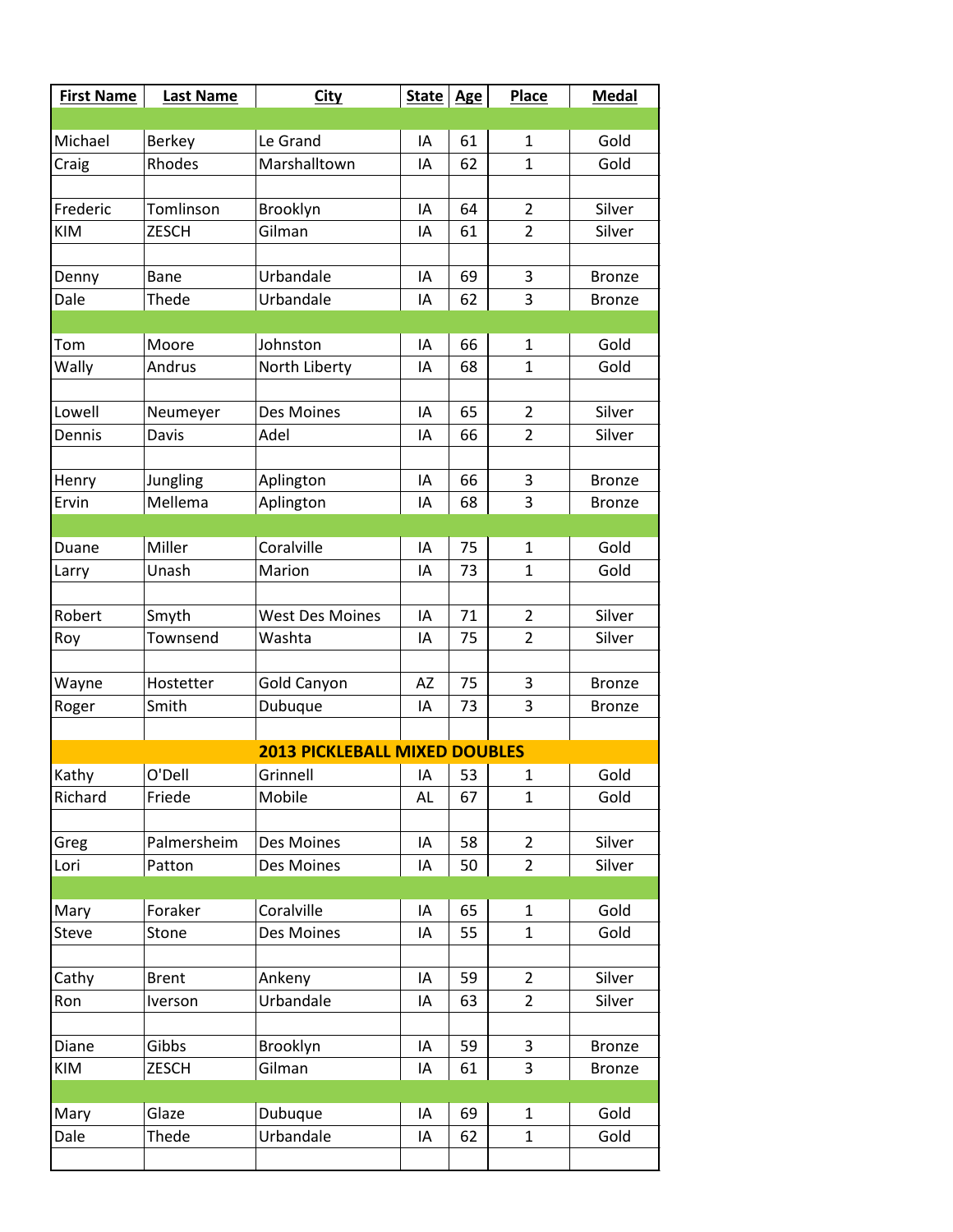| First Name | Last Name | City | State | Age | Place | Medal |
|---|---|---|---|---|---|---|
| | | | | | | |
| Michael | Berkey | Le Grand | IA | 61 | 1 | Gold |
| Craig | Rhodes | Marshalltown | IA | 62 | 1 | Gold |
| | | | | | | |
| Frederic | Tomlinson | Brooklyn | IA | 64 | 2 | Silver |
| KIM | ZESCH | Gilman | IA | 61 | 2 | Silver |
| | | | | | | |
| Denny | Bane | Urbandale | IA | 69 | 3 | Bronze |
| Dale | Thede | Urbandale | IA | 62 | 3 | Bronze |
| | | | | | | |
| Tom | Moore | Johnston | IA | 66 | 1 | Gold |
| Wally | Andrus | North Liberty | IA | 68 | 1 | Gold |
| | | | | | | |
| Lowell | Neumeyer | Des Moines | IA | 65 | 2 | Silver |
| Dennis | Davis | Adel | IA | 66 | 2 | Silver |
| | | | | | | |
| Henry | Jungling | Aplington | IA | 66 | 3 | Bronze |
| Ervin | Mellema | Aplington | IA | 68 | 3 | Bronze |
| | | | | | | |
| Duane | Miller | Coralville | IA | 75 | 1 | Gold |
| Larry | Unash | Marion | IA | 73 | 1 | Gold |
| | | | | | | |
| Robert | Smyth | West Des Moines | IA | 71 | 2 | Silver |
| Roy | Townsend | Washta | IA | 75 | 2 | Silver |
| | | | | | | |
| Wayne | Hostetter | Gold Canyon | AZ | 75 | 3 | Bronze |
| Roger | Smith | Dubuque | IA | 73 | 3 | Bronze |
| | | | | | | |
| **2013 PICKLEBALL MIXED DOUBLES** | | | | | | |
| Kathy | O'Dell | Grinnell | IA | 53 | 1 | Gold |
| Richard | Friede | Mobile | AL | 67 | 1 | Gold |
| | | | | | | |
| Greg | Palmersheim | Des Moines | IA | 58 | 2 | Silver |
| Lori | Patton | Des Moines | IA | 50 | 2 | Silver |
| | | | | | | |
| Mary | Foraker | Coralville | IA | 65 | 1 | Gold |
| Steve | Stone | Des Moines | IA | 55 | 1 | Gold |
| | | | | | | |
| Cathy | Brent | Ankeny | IA | 59 | 2 | Silver |
| Ron | Iverson | Urbandale | IA | 63 | 2 | Silver |
| | | | | | | |
| Diane | Gibbs | Brooklyn | IA | 59 | 3 | Bronze |
| KIM | ZESCH | Gilman | IA | 61 | 3 | Bronze |
| | | | | | | |
| Mary | Glaze | Dubuque | IA | 69 | 1 | Gold |
| Dale | Thede | Urbandale | IA | 62 | 1 | Gold |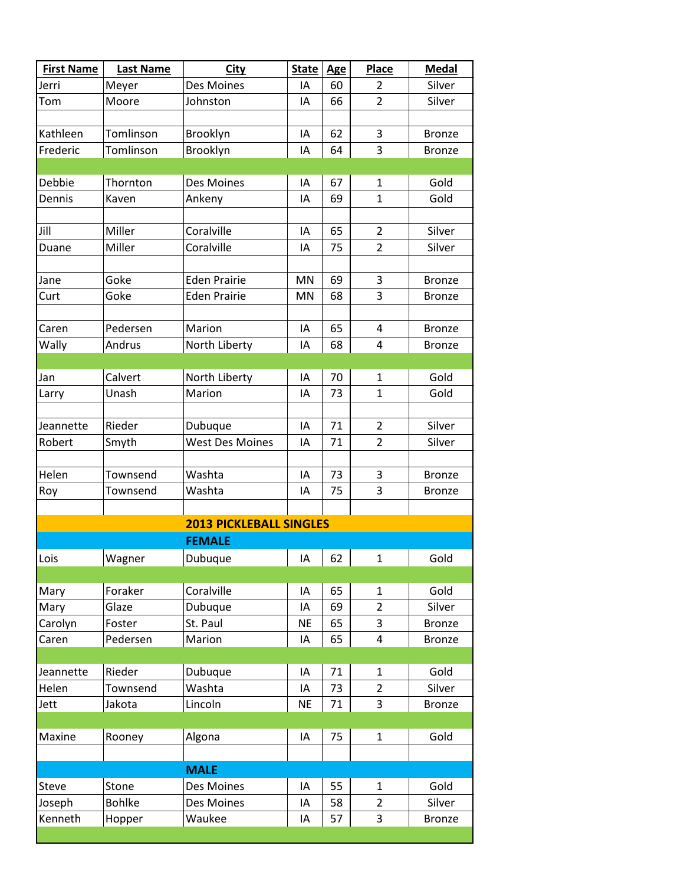| First Name | Last Name | City | State | Age | Place | Medal |
|---|---|---|---|---|---|---|
| Jerri | Meyer | Des Moines | IA | 60 | 2 | Silver |
| Tom | Moore | Johnston | IA | 66 | 2 | Silver |
| | | | | | | |
| Kathleen | Tomlinson | Brooklyn | IA | 62 | 3 | Bronze |
| Frederic | Tomlinson | Brooklyn | IA | 64 | 3 | Bronze |
| | | | | | | |
| Debbie | Thornton | Des Moines | IA | 67 | 1 | Gold |
| Dennis | Kaven | Ankeny | IA | 69 | 1 | Gold |
| | | | | | | |
| Jill | Miller | Coralville | IA | 65 | 2 | Silver |
| Duane | Miller | Coralville | IA | 75 | 2 | Silver |
| | | | | | | |
| Jane | Goke | Eden Prairie | MN | 69 | 3 | Bronze |
| Curt | Goke | Eden Prairie | MN | 68 | 3 | Bronze |
| | | | | | | |
| Caren | Pedersen | Marion | IA | 65 | 4 | Bronze |
| Wally | Andrus | North Liberty | IA | 68 | 4 | Bronze |
| | | | | | | |
| Jan | Calvert | North Liberty | IA | 70 | 1 | Gold |
| Larry | Unash | Marion | IA | 73 | 1 | Gold |
| | | | | | | |
| Jeannette | Rieder | Dubuque | IA | 71 | 2 | Silver |
| Robert | Smyth | West Des Moines | IA | 71 | 2 | Silver |
| | | | | | | |
| Helen | Townsend | Washta | IA | 73 | 3 | Bronze |
| Roy | Townsend | Washta | IA | 75 | 3 | Bronze |
| | | | | | | |
| | | **2013 PICKLEBALL SINGLES** | | | | |
| | | **FEMALE** | | | | |
| Lois | Wagner | Dubuque | IA | 62 | 1 | Gold |
| | | | | | | |
| Mary | Foraker | Coralville | IA | 65 | 1 | Gold |
| Mary | Glaze | Dubuque | IA | 69 | 2 | Silver |
| Carolyn | Foster | St. Paul | NE | 65 | 3 | Bronze |
| Caren | Pedersen | Marion | IA | 65 | 4 | Bronze |
| | | | | | | |
| Jeannette | Rieder | Dubuque | IA | 71 | 1 | Gold |
| Helen | Townsend | Washta | IA | 73 | 2 | Silver |
| Jett | Jakota | Lincoln | NE | 71 | 3 | Bronze |
| | | | | | | |
| Maxine | Rooney | Algona | IA | 75 | 1 | Gold |
| | | | | | | |
| | | **MALE** | | | | |
| Steve | Stone | Des Moines | IA | 55 | 1 | Gold |
| Joseph | Bohlke | Des Moines | IA | 58 | 2 | Silver |
| Kenneth | Hopper | Waukee | IA | 57 | 3 | Bronze |
| | | | | | | |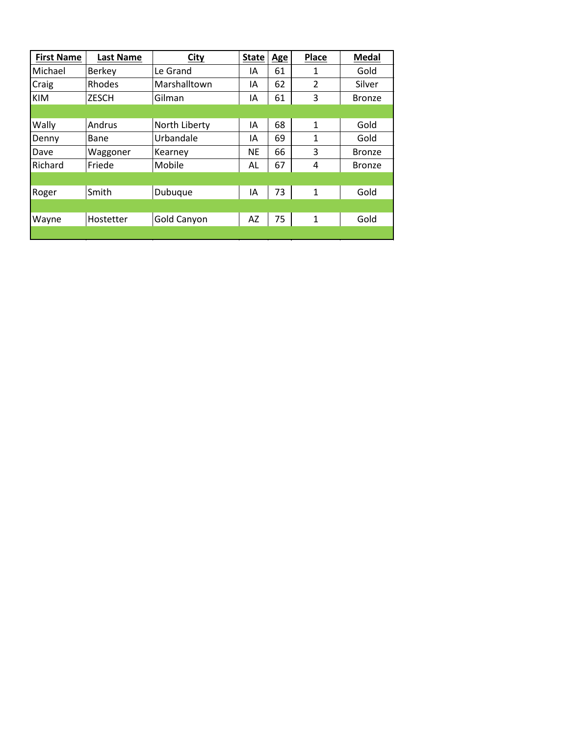| First Name | Last Name | City | State | Age | Place | Medal |
|---|---|---|---|---|---|---|
| Michael | Berkey | Le Grand | IA | 61 | 1 | Gold |
| Craig | Rhodes | Marshalltown | IA | 62 | 2 | Silver |
| KIM | ZESCH | Gilman | IA | 61 | 3 | Bronze |
| | | | | | | |
| Wally | Andrus | North Liberty | IA | 68 | 1 | Gold |
| Denny | Bane | Urbandale | IA | 69 | 1 | Gold |
| Dave | Waggoner | Kearney | NE | 66 | 3 | Bronze |
| Richard | Friede | Mobile | AL | 67 | 4 | Bronze |
| | | | | | | |
| Roger | Smith | Dubuque | IA | 73 | 1 | Gold |
| | | | | | | |
| Wayne | Hostetter | Gold Canyon | AZ | 75 | 1 | Gold |
| | | | | | | |